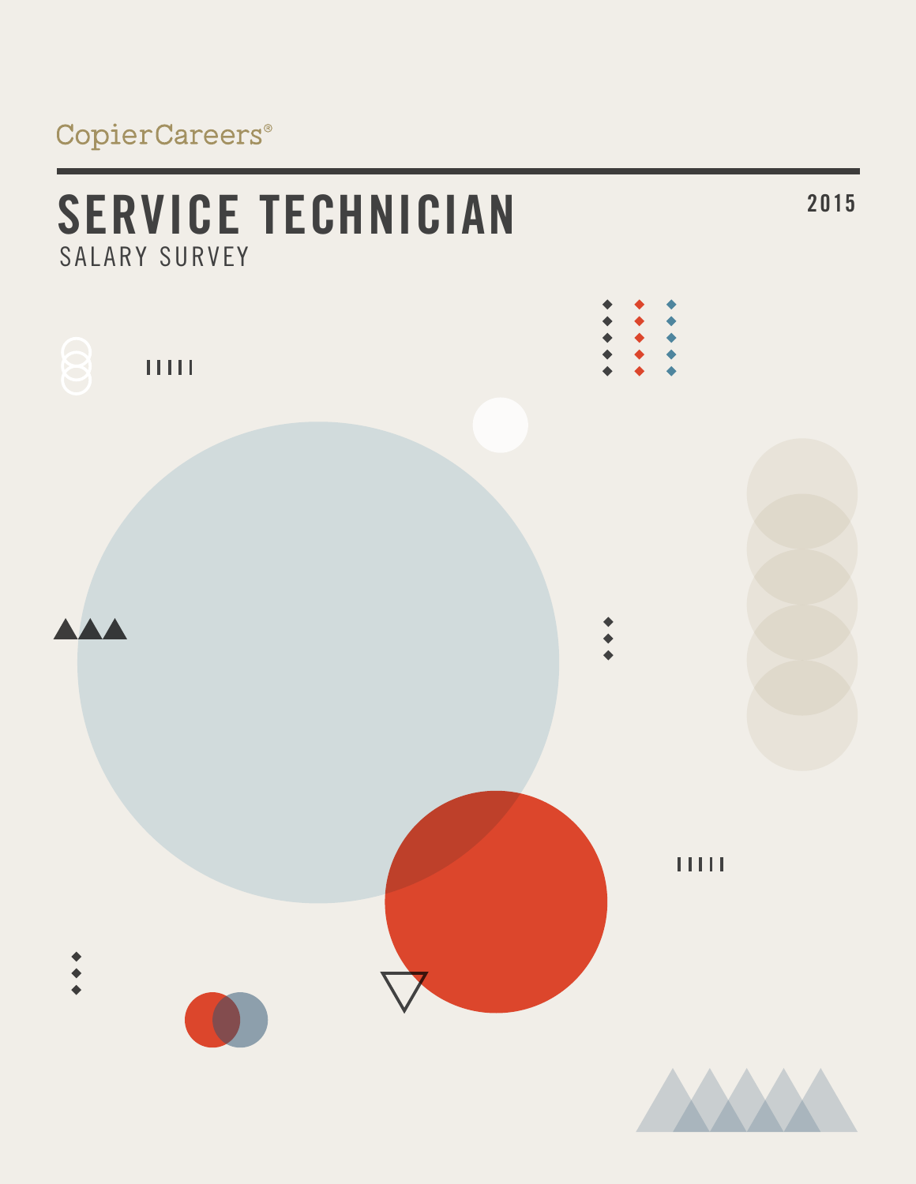CopierCareers®

# SERVICE TECHNICIAN

## SALARY SURVEY

2015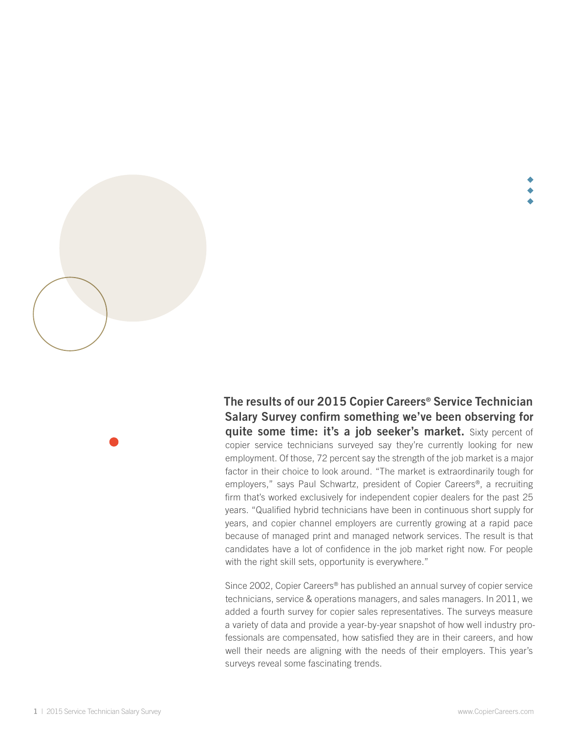**The results of our 2015 Copier Careers® Service Technician Salary Survey confirm something we've been observing for quite some time: it's a job seeker's market.** Sixty percent of copier service technicians surveyed say they're currently looking for new employment. Of those, 72 percent say the strength of the job market is a major factor in their choice to look around. "The market is extraordinarily tough for employers," says Paul Schwartz, president of Copier Careers®, a recruiting firm that's worked exclusively for independent copier dealers for the past 25 years. "Qualified hybrid technicians have been in continuous short supply for years, and copier channel employers are currently growing at a rapid pace because of managed print and managed network services. The result is that candidates have a lot of confidence in the job market right now. For people with the right skill sets, opportunity is everywhere."

Since 2002, Copier Careers® has published an annual survey of copier service technicians, service & operations managers, and sales managers. In 2011, we added a fourth survey for copier sales representatives. The surveys measure a variety of data and provide a year-by-year snapshot of how well industry professionals are compensated, how satisfied they are in their careers, and how well their needs are aligning with the needs of their employers. This year's surveys reveal some fascinating trends.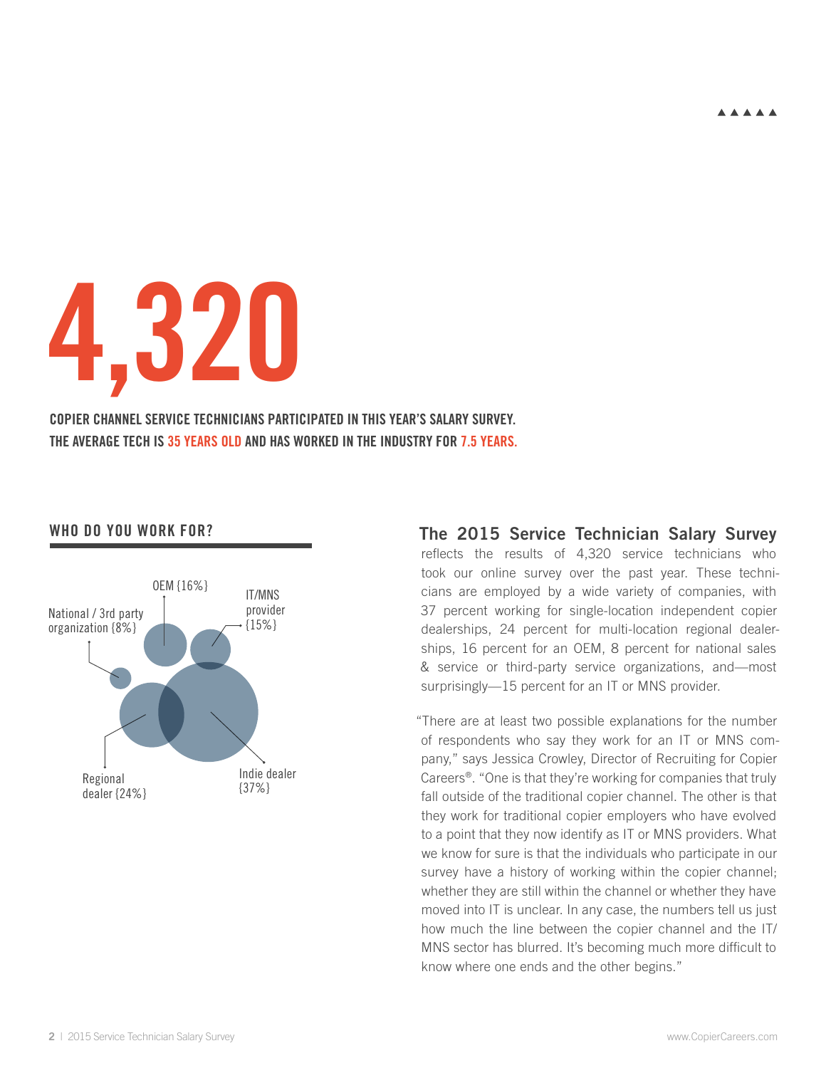# 4,320

**COPIER CHANNEL SERVICE TECHNICIANS PARTICIPATED IN THIS YEAR'S SALARY SURVEY. THE AVERAGE TECH IS 35 YEARS OLD AND HAS WORKED IN THE INDUSTRY FOR 7.5 YEARS.**

## WHO DO YOU WORK FOR?

- OEM {16%}
- IT/MNS provider {15%}
- National / 3rd party organization {8%}
- Regional dealer {24%}
- Indie dealer {37%}

## The 2015 Service Technician Salary Survey

reflects the results of 4,320 service technicians who took our online survey over the past year. These technicians are employed by a wide variety of companies, with 37 percent working for single-location independent copier dealerships, 24 percent for multi-location regional dealerships, 16 percent for an OEM, 8 percent for national sales & service or third-party service organizations, and—most surprisingly—15 percent for an IT or MNS provider.

"There are at least two possible explanations for the number of respondents who say they work for an IT or MNS company," says Jessica Crowley, Director of Recruiting for Copier Careers®. "One is that they're working for companies that truly fall outside of the traditional copier channel. The other is that they work for traditional copier employers who have evolved to a point that they now identify as IT or MNS providers. What we know for sure is that the individuals who participate in our survey have a history of working within the copier channel; whether they are still within the channel or whether they have moved into IT is unclear. In any case, the numbers tell us just how much the line between the copier channel and the IT/MNS sector has blurred. It's becoming much more difficult to know where one ends and the other begins."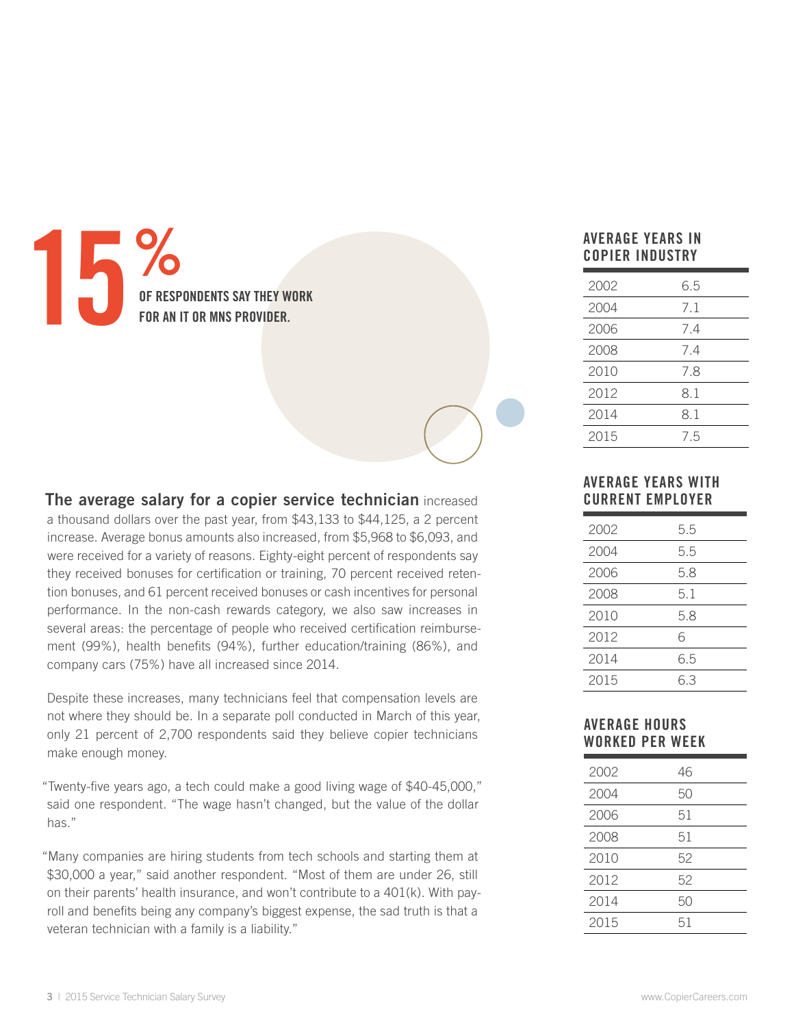**15%**

**OF RESPONDENTS SAY THEY WORK FOR AN IT OR MNS PROVIDER.**

**The average salary for a copier service technician** increased a thousand dollars over the past year, from $43,133 to $44,125, a 2 percent increase. Average bonus amounts also increased, from $5,968 to $6,093, and were received for a variety of reasons. Eighty-eight percent of respondents say they received bonuses for certification or training, 70 percent received retention bonuses, and 61 percent received bonuses or cash incentives for personal performance. In the non-cash rewards category, we also saw increases in several areas: the percentage of people who received certification reimbursement (99%), health benefits (94%), further education/training (86%), and company cars (75%) have all increased since 2014.

Despite these increases, many technicians feel that compensation levels are not where they should be. In a separate poll conducted in March of this year, only 21 percent of 2,700 respondents said they believe copier technicians make enough money.

"Twenty-five years ago, a tech could make a good living wage of $40-45,000," said one respondent. "The wage hasn't changed, but the value of the dollar has."

"Many companies are hiring students from tech schools and starting them at $30,000 a year," said another respondent. "Most of them are under 26, still on their parents' health insurance, and won't contribute to a 401(k). With payroll and benefits being any company's biggest expense, the sad truth is that a veteran technician with a family is a liability."

### AVERAGE YEARS IN COPIER INDUSTRY

| Year | Years |
|---|---|
| 2002 | 6.5 |
| 2004 | 7.1 |
| 2006 | 7.4 |
| 2008 | 7.4 |
| 2010 | 7.8 |
| 2012 | 8.1 |
| 2014 | 8.1 |
| 2015 | 7.5 |

### AVERAGE YEARS WITH CURRENT EMPLOYER

| Year | Years |
|---|---|
| 2002 | 5.5 |
| 2004 | 5.5 |
| 2006 | 5.8 |
| 2008 | 5.1 |
| 2010 | 5.8 |
| 2012 | 6 |
| 2014 | 6.5 |
| 2015 | 6.3 |

### AVERAGE HOURS WORKED PER WEEK

| Year | Hours |
|---|---|
| 2002 | 46 |
| 2004 | 50 |
| 2006 | 51 |
| 2008 | 51 |
| 2010 | 52 |
| 2012 | 52 |
| 2014 | 50 |
| 2015 | 51 |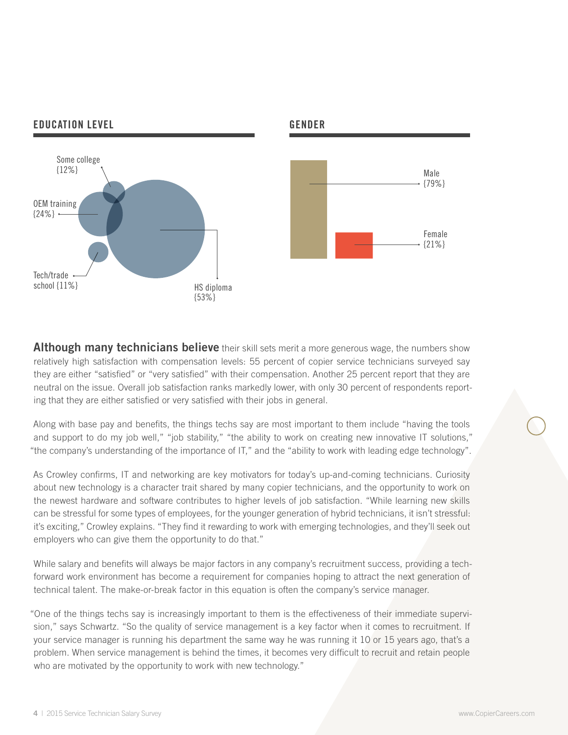## EDUCATION LEVEL

- Some college {12%}
- OEM training {24%}
- Tech/trade school {11%}
- HS diploma {53%}

## GENDER

- Male {79%}
- Female {21%}

**Although many technicians believe** their skill sets merit a more generous wage, the numbers show relatively high satisfaction with compensation levels: 55 percent of copier service technicians surveyed say they are either "satisfied" or "very satisfied" with their compensation. Another 25 percent report that they are neutral on the issue. Overall job satisfaction ranks markedly lower, with only 30 percent of respondents reporting that they are either satisfied or very satisfied with their jobs in general.

Along with base pay and benefits, the things techs say are most important to them include "having the tools and support to do my job well," "job stability," "the ability to work on creating new innovative IT solutions," "the company's understanding of the importance of IT," and the "ability to work with leading edge technology".

As Crowley confirms, IT and networking are key motivators for today's up-and-coming technicians. Curiosity about new technology is a character trait shared by many copier technicians, and the opportunity to work on the newest hardware and software contributes to higher levels of job satisfaction. "While learning new skills can be stressful for some types of employees, for the younger generation of hybrid technicians, it isn't stressful: it's exciting," Crowley explains. "They find it rewarding to work with emerging technologies, and they'll seek out employers who can give them the opportunity to do that."

While salary and benefits will always be major factors in any company's recruitment success, providing a tech-forward work environment has become a requirement for companies hoping to attract the next generation of technical talent. The make-or-break factor in this equation is often the company's service manager.

"One of the things techs say is increasingly important to them is the effectiveness of their immediate supervision," says Schwartz. "So the quality of service management is a key factor when it comes to recruitment. If your service manager is running his department the same way he was running it 10 or 15 years ago, that's a problem. When service management is behind the times, it becomes very difficult to recruit and retain people who are motivated by the opportunity to work with new technology."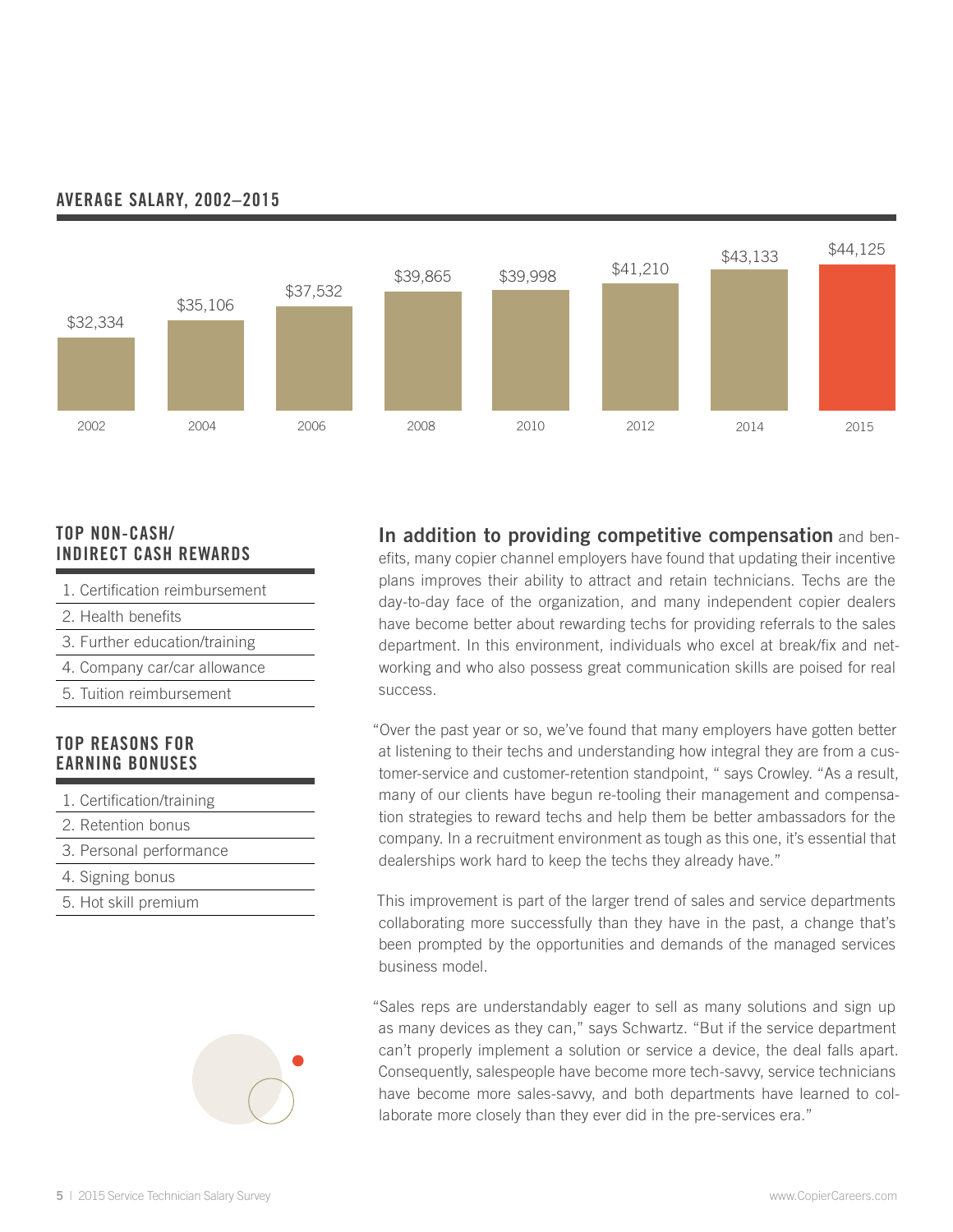## AVERAGE SALARY, 2002–2015

| Year | Average Salary |
|---|---|
| 2002 | $32,334 |
| 2004 | $35,106 |
| 2006 | $37,532 |
| 2008 | $39,865 |
| 2010 | $39,998 |
| 2012 | $41,210 |
| 2014 | $43,133 |
| 2015 | $44,125 |

### TOP NON-CASH/ INDIRECT CASH REWARDS

1. Certification reimbursement
2. Health benefits
3. Further education/training
4. Company car/car allowance
5. Tuition reimbursement

### TOP REASONS FOR EARNING BONUSES

1. Certification/training
2. Retention bonus
3. Personal performance
4. Signing bonus
5. Hot skill premium

**In addition to providing competitive compensation** and benefits, many copier channel employers have found that updating their incentive plans improves their ability to attract and retain technicians. Techs are the day-to-day face of the organization, and many independent copier dealers have become better about rewarding techs for providing referrals to the sales department. In this environment, individuals who excel at break/fix and networking and who also possess great communication skills are poised for real success.

"Over the past year or so, we've found that many employers have gotten better at listening to their techs and understanding how integral they are from a customer-service and customer-retention standpoint, " says Crowley. "As a result, many of our clients have begun re-tooling their management and compensation strategies to reward techs and help them be better ambassadors for the company. In a recruitment environment as tough as this one, it's essential that dealerships work hard to keep the techs they already have."

This improvement is part of the larger trend of sales and service departments collaborating more successfully than they have in the past, a change that's been prompted by the opportunities and demands of the managed services business model.

"Sales reps are understandably eager to sell as many solutions and sign up as many devices as they can," says Schwartz. "But if the service department can't properly implement a solution or service a device, the deal falls apart. Consequently, salespeople have become more tech-savvy, service technicians have become more sales-savvy, and both departments have learned to collaborate more closely than they ever did in the pre-services era."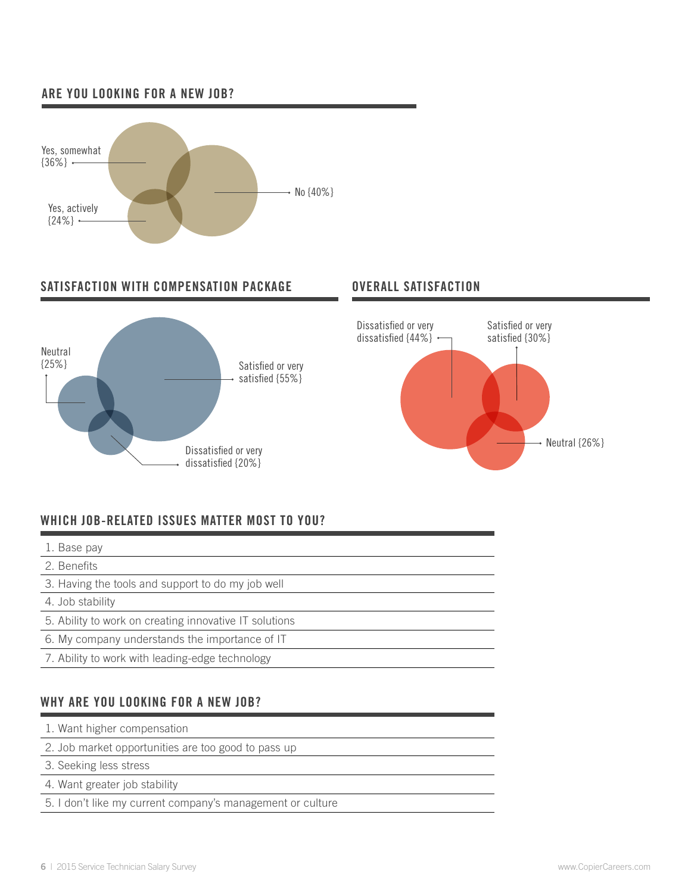## ARE YOU LOOKING FOR A NEW JOB?

Yes, somewhat {36%}

Yes, actively {24%}

No {40%}

## SATISFACTION WITH COMPENSATION PACKAGE

Neutral {25%}

Satisfied or very satisfied {55%}

Dissatisfied or very dissatisfied {20%}

## OVERALL SATISFACTION

Dissatisfied or very dissatisfied {44%}

Satisfied or very satisfied {30%}

Neutral {26%}

## WHICH JOB-RELATED ISSUES MATTER MOST TO YOU?

1. Base pay
2. Benefits
3. Having the tools and support to do my job well
4. Job stability
5. Ability to work on creating innovative IT solutions
6. My company understands the importance of IT
7. Ability to work with leading-edge technology

## WHY ARE YOU LOOKING FOR A NEW JOB?

1. Want higher compensation
2. Job market opportunities are too good to pass up
3. Seeking less stress
4. Want greater job stability
5. I don't like my current company's management or culture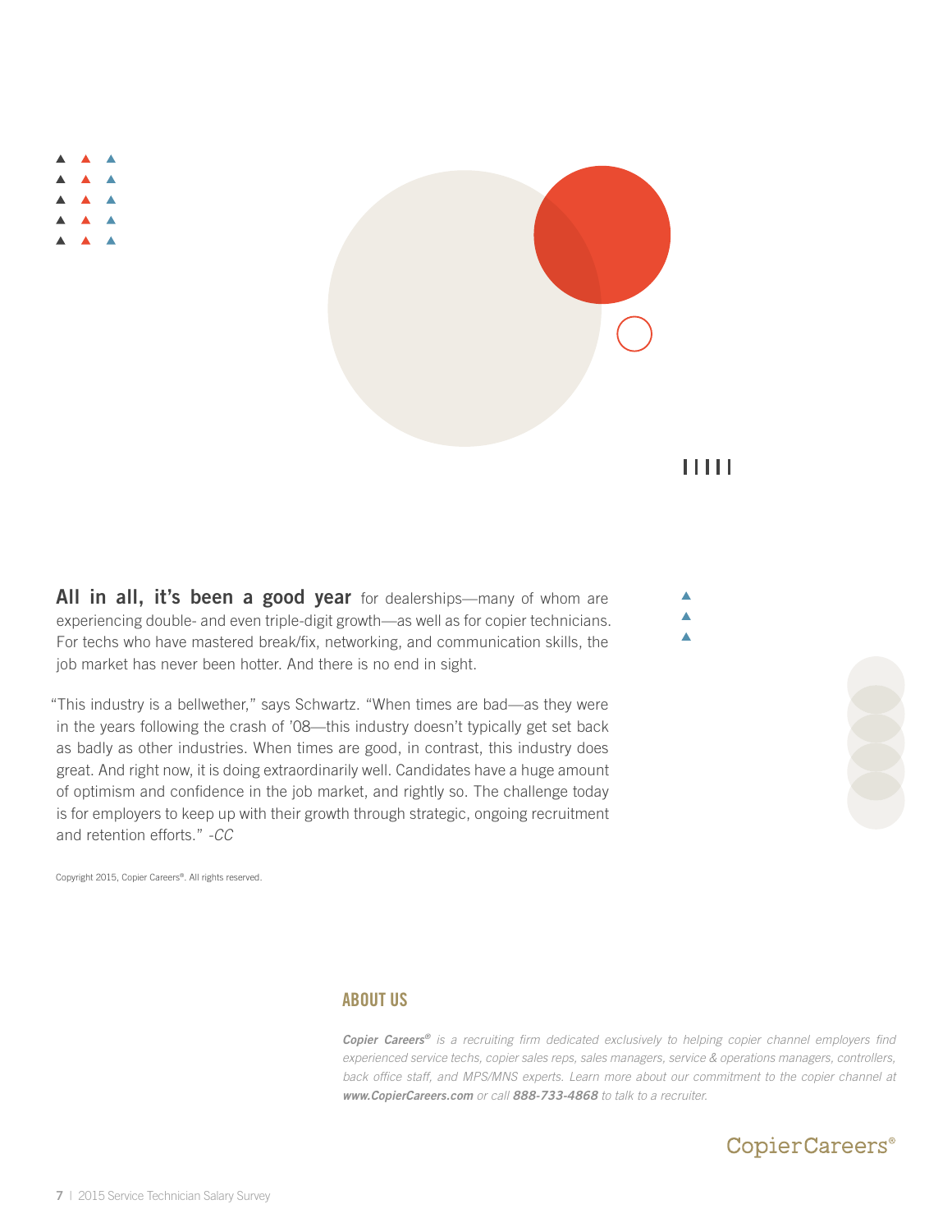**All in all, it's been a good year** for dealerships—many of whom are experiencing double- and even triple-digit growth—as well as for copier technicians. For techs who have mastered break/fix, networking, and communication skills, the job market has never been hotter. And there is no end in sight.

"This industry is a bellwether," says Schwartz. "When times are bad—as they were in the years following the crash of '08—this industry doesn't typically get set back as badly as other industries. When times are good, in contrast, this industry does great. And right now, it is doing extraordinarily well. Candidates have a huge amount of optimism and confidence in the job market, and rightly so. The challenge today is for employers to keep up with their growth through strategic, ongoing recruitment and retention efforts." *-CC*

Copyright 2015, Copier Careers®. All rights reserved.

## ABOUT US

***Copier Careers®*** *is a recruiting firm dedicated exclusively to helping copier channel employers find experienced service techs, copier sales reps, sales managers, service & operations managers, controllers, back office staff, and MPS/MNS experts. Learn more about our commitment to the copier channel at* ***www.CopierCareers.com*** *or call* ***888-733-4868*** *to talk to a recruiter.*

CopierCareers®